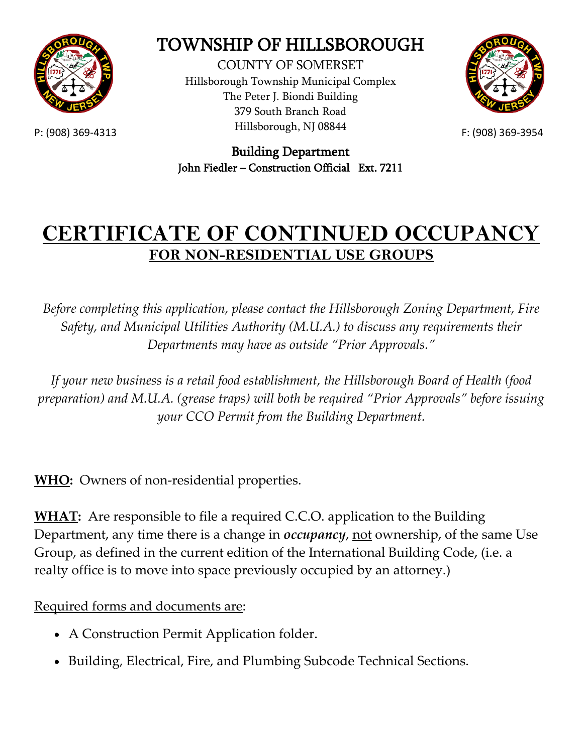# TOWNSHIP OF HILLSBOROUGH

COUNTY OF SOMERSET
Hillsborough Township Municipal Complex
The Peter J. Biondi Building
379 South Branch Road
Hillsborough, NJ 08844

P: (908) 369-4313 F: (908) 369-3954

**Building Department**
**John Fiedler – Construction Official Ext. 7211**

# CERTIFICATE OF CONTINUED OCCUPANCY

## FOR NON-RESIDENTIAL USE GROUPS

*Before completing this application, please contact the Hillsborough Zoning Department, Fire Safety, and Municipal Utilities Authority (M.U.A.) to discuss any requirements their Departments may have as outside "Prior Approvals."*

*If your new business is a retail food establishment, the Hillsborough Board of Health (food preparation) and M.U.A. (grease traps) will both be required "Prior Approvals" before issuing your CCO Permit from the Building Department.*

**WHO:** Owners of non-residential properties.

**WHAT:** Are responsible to file a required C.C.O. application to the Building Department, any time there is a change in ***occupancy***, not ownership, of the same Use Group, as defined in the current edition of the International Building Code, (i.e. a realty office is to move into space previously occupied by an attorney.)

Required forms and documents are:

- A Construction Permit Application folder.
- Building, Electrical, Fire, and Plumbing Subcode Technical Sections.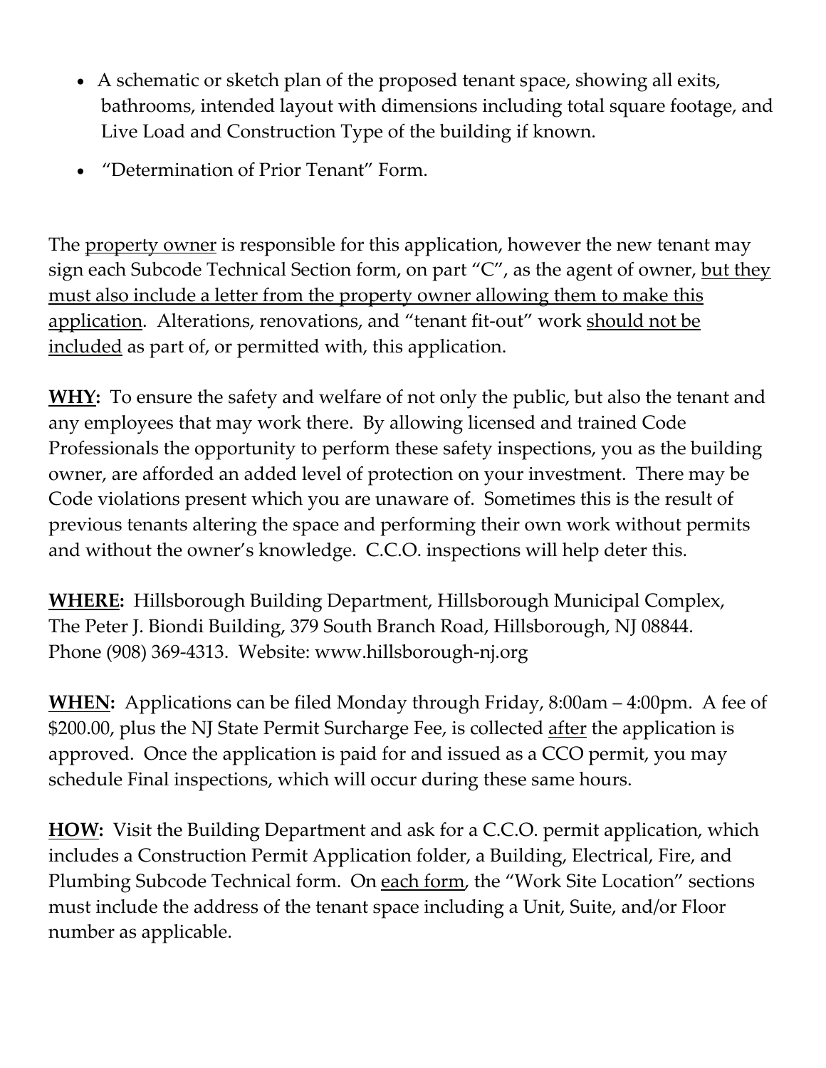- A schematic or sketch plan of the proposed tenant space, showing all exits, bathrooms, intended layout with dimensions including total square footage, and Live Load and Construction Type of the building if known.
- "Determination of Prior Tenant" Form.

The property owner is responsible for this application, however the new tenant may sign each Subcode Technical Section form, on part "C", as the agent of owner, but they must also include a letter from the property owner allowing them to make this application. Alterations, renovations, and "tenant fit-out" work should not be included as part of, or permitted with, this application.

**WHY:** To ensure the safety and welfare of not only the public, but also the tenant and any employees that may work there. By allowing licensed and trained Code Professionals the opportunity to perform these safety inspections, you as the building owner, are afforded an added level of protection on your investment. There may be Code violations present which you are unaware of. Sometimes this is the result of previous tenants altering the space and performing their own work without permits and without the owner's knowledge. C.C.O. inspections will help deter this.

**WHERE:** Hillsborough Building Department, Hillsborough Municipal Complex, The Peter J. Biondi Building, 379 South Branch Road, Hillsborough, NJ 08844. Phone (908) 369-4313. Website: www.hillsborough-nj.org

**WHEN:** Applications can be filed Monday through Friday, 8:00am – 4:00pm. A fee of $200.00, plus the NJ State Permit Surcharge Fee, is collected after the application is approved. Once the application is paid for and issued as a CCO permit, you may schedule Final inspections, which will occur during these same hours.

**HOW:** Visit the Building Department and ask for a C.C.O. permit application, which includes a Construction Permit Application folder, a Building, Electrical, Fire, and Plumbing Subcode Technical form. On each form, the "Work Site Location" sections must include the address of the tenant space including a Unit, Suite, and/or Floor number as applicable.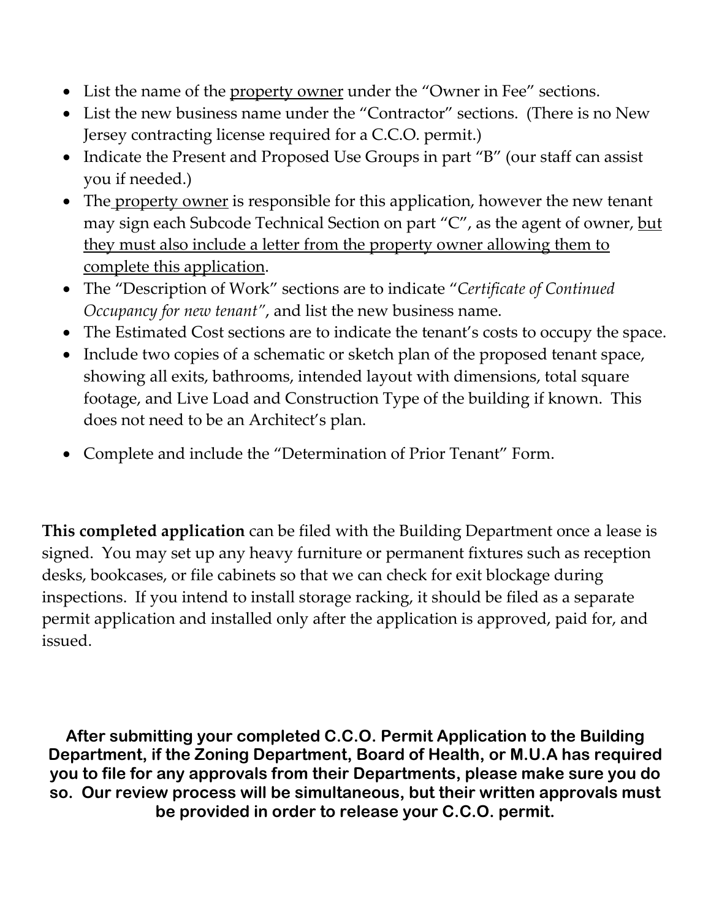- List the name of the property owner under the "Owner in Fee" sections.
- List the new business name under the "Contractor" sections. (There is no New Jersey contracting license required for a C.C.O. permit.)
- Indicate the Present and Proposed Use Groups in part "B" (our staff can assist you if needed.)
- The property owner is responsible for this application, however the new tenant may sign each Subcode Technical Section on part "C", as the agent of owner, but they must also include a letter from the property owner allowing them to complete this application.
- The "Description of Work" sections are to indicate "*Certificate of Continued Occupancy for new tenant*", and list the new business name.
- The Estimated Cost sections are to indicate the tenant's costs to occupy the space.
- Include two copies of a schematic or sketch plan of the proposed tenant space, showing all exits, bathrooms, intended layout with dimensions, total square footage, and Live Load and Construction Type of the building if known. This does not need to be an Architect's plan.
- Complete and include the "Determination of Prior Tenant" Form.

**This completed application** can be filed with the Building Department once a lease is signed. You may set up any heavy furniture or permanent fixtures such as reception desks, bookcases, or file cabinets so that we can check for exit blockage during inspections. If you intend to install storage racking, it should be filed as a separate permit application and installed only after the application is approved, paid for, and issued.

**After submitting your completed C.C.O. Permit Application to the Building Department, if the Zoning Department, Board of Health, or M.U.A has required you to file for any approvals from their Departments, please make sure you do so. Our review process will be simultaneous, but their written approvals must be provided in order to release your C.C.O. permit.**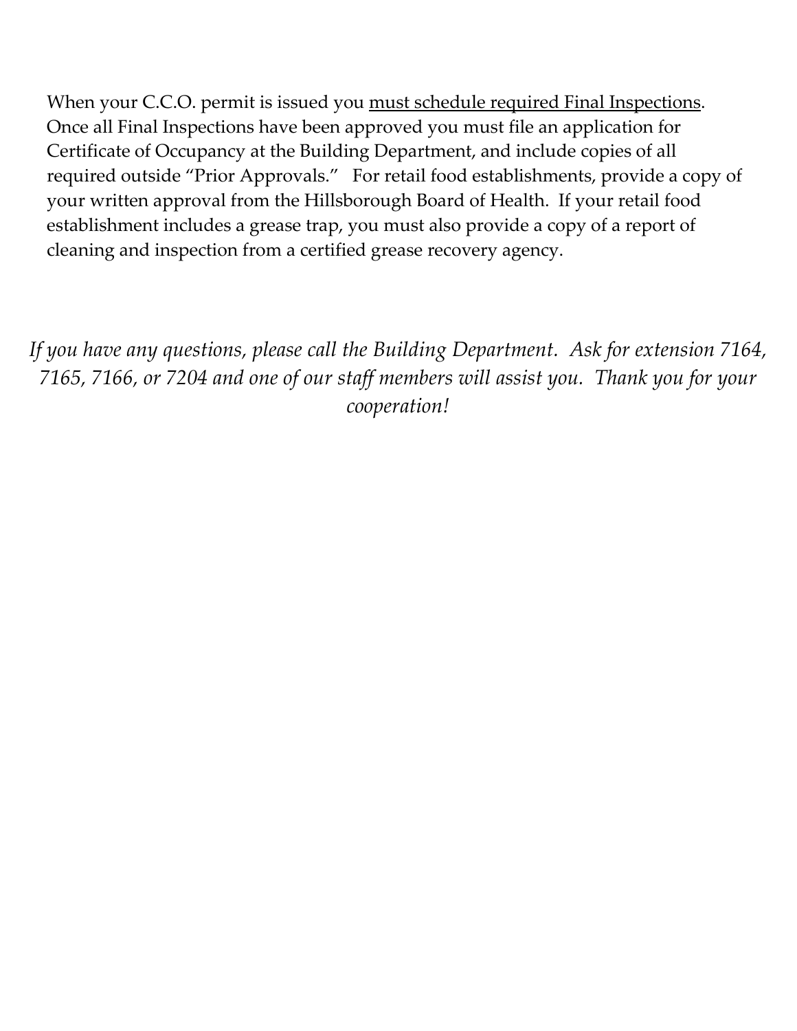When your C.C.O. permit is issued you <u>must schedule required Final Inspections</u>. Once all Final Inspections have been approved you must file an application for Certificate of Occupancy at the Building Department, and include copies of all required outside "Prior Approvals." For retail food establishments, provide a copy of your written approval from the Hillsborough Board of Health. If your retail food establishment includes a grease trap, you must also provide a copy of a report of cleaning and inspection from a certified grease recovery agency.

*If you have any questions, please call the Building Department. Ask for extension 7164, 7165, 7166, or 7204 and one of our staff members will assist you. Thank you for your cooperation!*